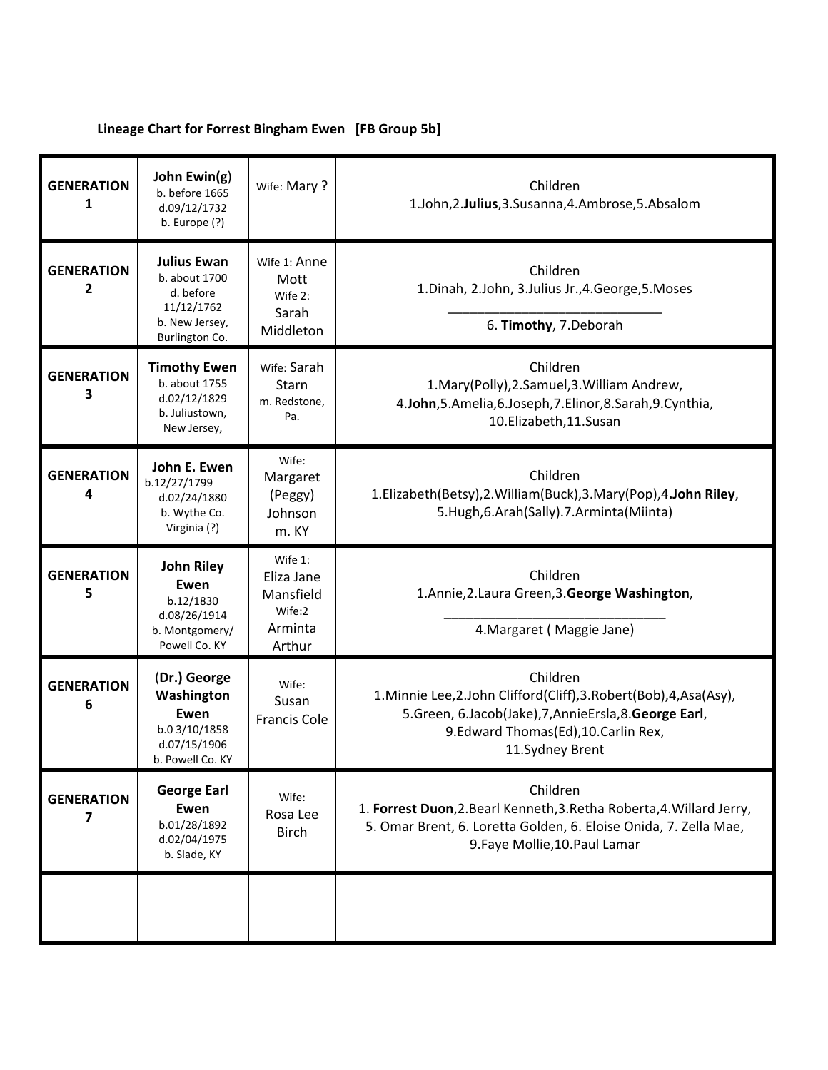### Lineage Chart for Forrest Bingham Ewen [FB Group 5b]

| | | | |
|---|---|---|---|
| **GENERATION 1** | **John Ewin(g)**<br>b. before 1665<br>d.09/12/1732<br>b. Europe (?) | Wife: Mary ? | Children<br>1.John,2.**Julius**,3.Susanna,4.Ambrose,5.Absalom |
| **GENERATION 2** | **Julius Ewan**<br>b. about 1700<br>d. before 11/12/1762<br>b. New Jersey, Burlington Co. | Wife 1: Anne Mott<br>Wife 2: Sarah Middleton | Children<br>1.Dinah, 2.John, 3.Julius Jr.,4.George,5.Moses<br>______________________________<br>6. **Timothy**, 7.Deborah |
| **GENERATION 3** | **Timothy Ewen**<br>b. about 1755<br>d.02/12/1829<br>b. Juliustown, New Jersey, | Wife: Sarah Starn<br>m. Redstone, Pa. | Children<br>1.Mary(Polly),2.Samuel,3.William Andrew, 4.**John**,5.Amelia,6.Joseph,7.Elinor,8.Sarah,9.Cynthia, 10.Elizabeth,11.Susan |
| **GENERATION 4** | **John E. Ewen**<br>b.12/27/1799<br>d.02/24/1880<br>b. Wythe Co. Virginia (?) | Wife: Margaret (Peggy) Johnson<br>m. KY | Children<br>1.Elizabeth(Betsy),2.William(Buck),3.Mary(Pop),4.**John Riley**, 5.Hugh,6.Arah(Sally).7.Arminta(Miinta) |
| **GENERATION 5** | **John Riley Ewen**<br>b.12/1830<br>d.08/26/1914<br>b. Montgomery/ Powell Co. KY | Wife 1: Eliza Jane Mansfield<br>Wife:2 Arminta Arthur | Children<br>1.Annie,2.Laura Green,3.**George Washington**,<br>______________________________<br>4.Margaret ( Maggie Jane) |
| **GENERATION 6** | (**Dr.) George Washington Ewen**<br>b.0 3/10/1858<br>d.07/15/1906<br>b. Powell Co. KY | Wife: Susan Francis Cole | Children<br>1.Minnie Lee,2.John Clifford(Cliff),3.Robert(Bob),4,Asa(Asy), 5.Green, 6.Jacob(Jake),7,AnnieErsla,8.**George Earl**, 9.Edward Thomas(Ed),10.Carlin Rex, 11.Sydney Brent |
| **GENERATION 7** | **George Earl Ewen**<br>b.01/28/1892<br>d.02/04/1975<br>b. Slade, KY | Wife: Rosa Lee Birch | Children<br>1. **Forrest Duon**,2.Bearl Kenneth,3.Retha Roberta,4.Willard Jerry, 5. Omar Brent, 6. Loretta Golden, 6. Eloise Onida, 7. Zella Mae, 9.Faye Mollie,10.Paul Lamar |
| | | | |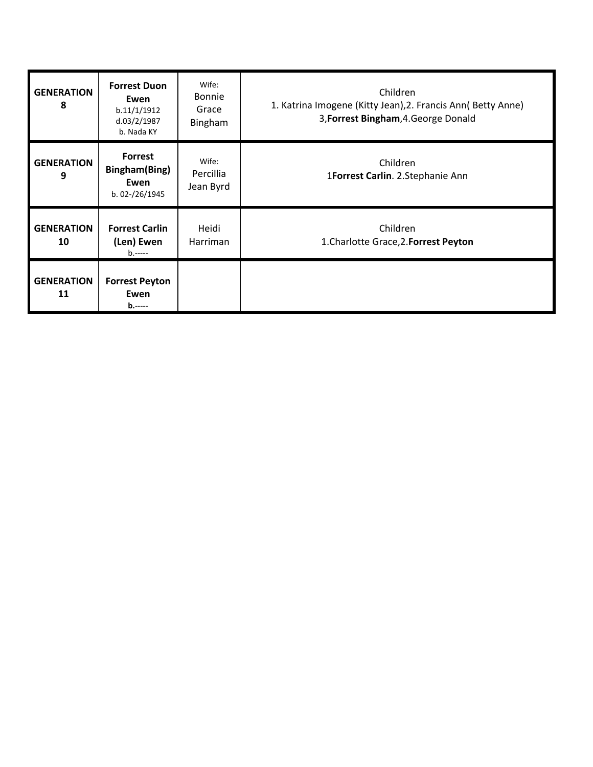| | | | |
|---|---|---|---|
| **GENERATION 8** | **Forrest Duon Ewen** b.11/1/1912 d.03/2/1987 b. Nada KY | Wife: Bonnie Grace Bingham | Children 1. Katrina Imogene (Kitty Jean),2. Francis Ann( Betty Anne) 3,**Forrest Bingham**,4.George Donald |
| **GENERATION 9** | **Forrest Bingham(Bing) Ewen** b. 02-/26/1945 | Wife: Percillia Jean Byrd | Children 1**Forrest Carlin**. 2.Stephanie Ann |
| **GENERATION 10** | **Forrest Carlin (Len) Ewen** b.----- | Heidi Harriman | Children 1.Charlotte Grace,2.**Forrest Peyton** |
| **GENERATION 11** | **Forrest Peyton Ewen** **b.-----** | | |